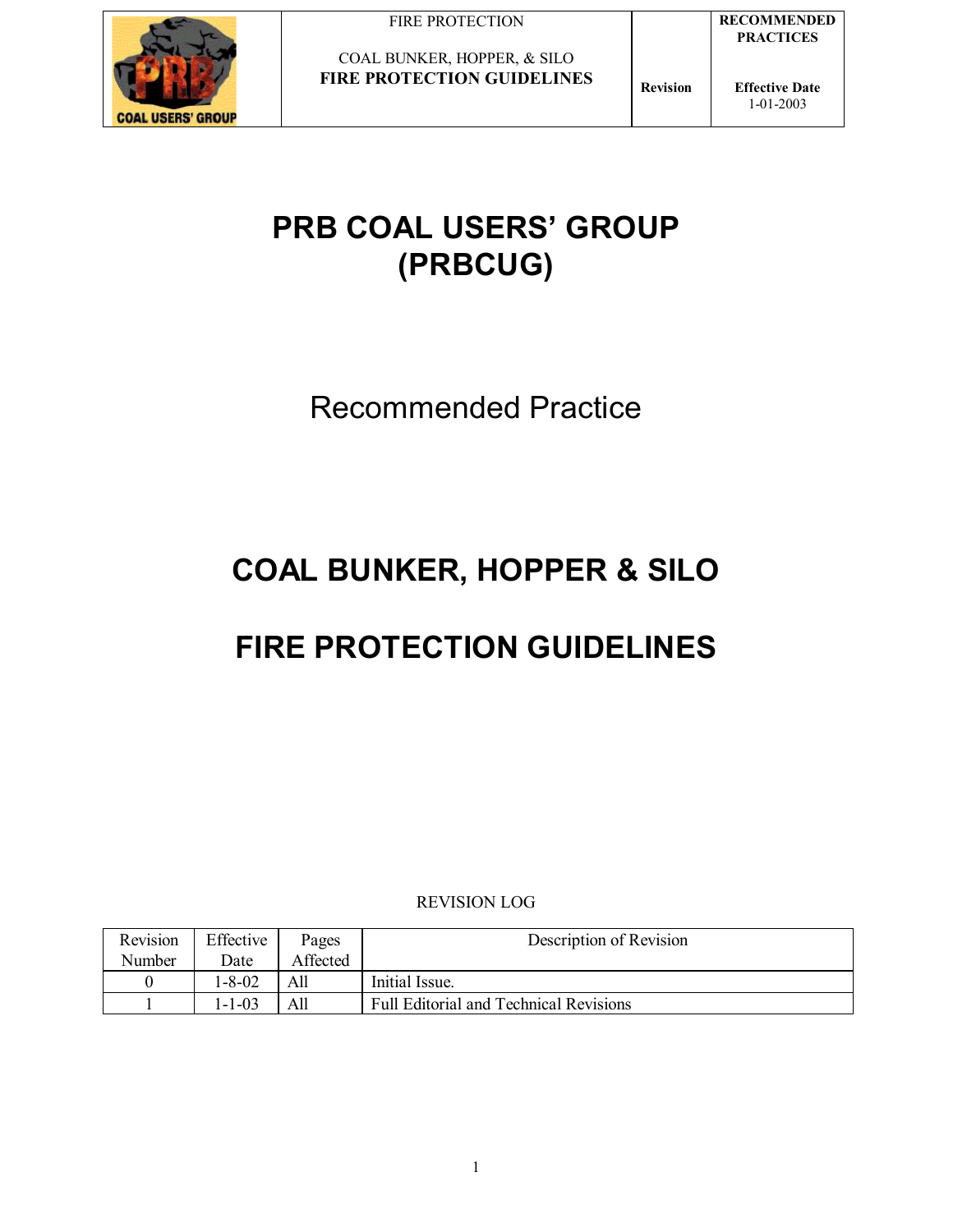# PRB COAL USERS' GROUP (PRBCUG)

Recommended Practice

# COAL BUNKER, HOPPER & SILO

# FIRE PROTECTION GUIDELINES

REVISION LOG

| Revision Number | Effective Date | Pages Affected | Description of Revision |
|---|---|---|---|
| 0 | 1-8-02 | All | Initial Issue. |
| 1 | 1-1-03 | All | Full Editorial and Technical Revisions |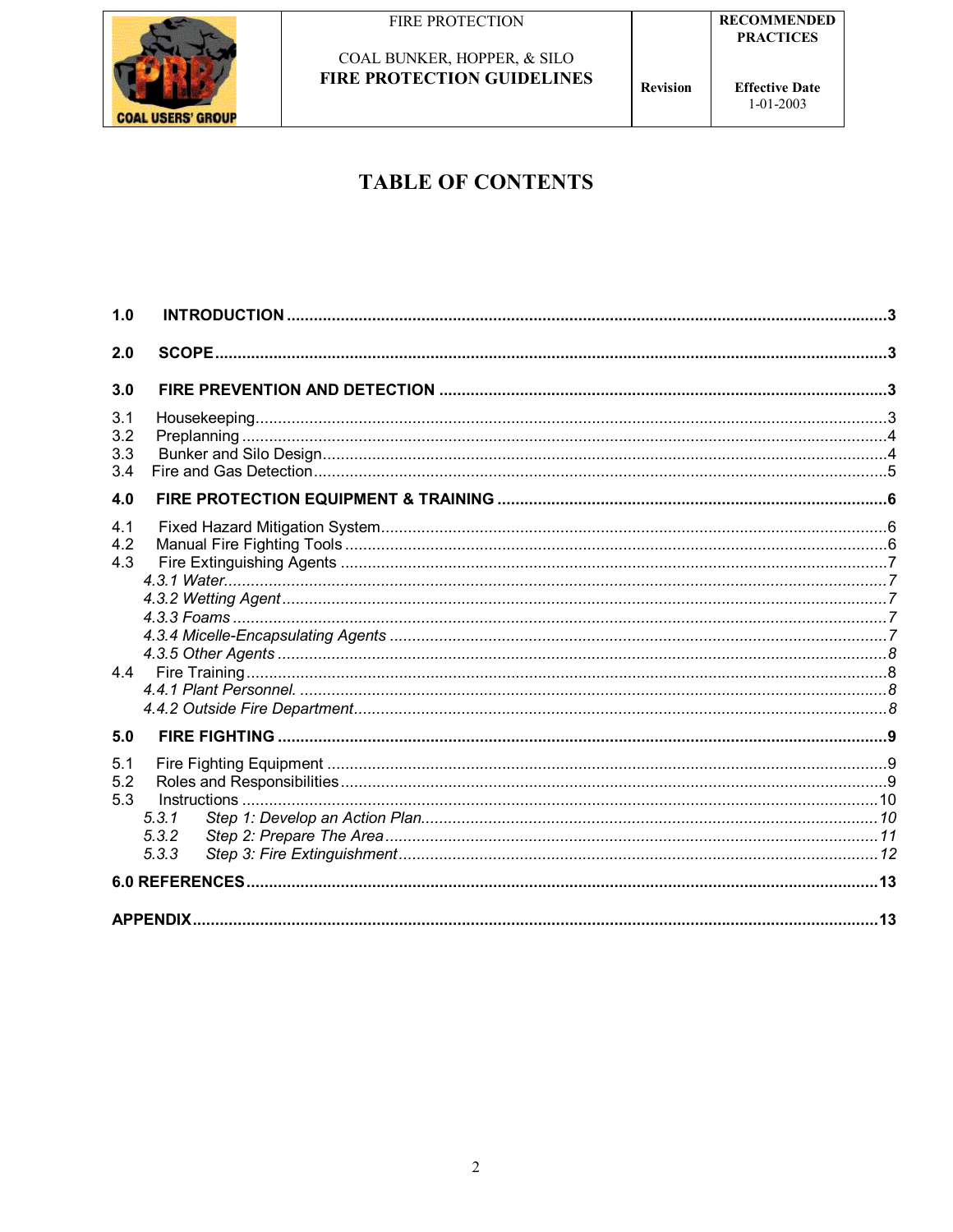# TABLE OF CONTENTS

**1.0 INTRODUCTION** .......... 3

**2.0 SCOPE** .......... 3

**3.0 FIRE PREVENTION AND DETECTION** .......... 3

3.1 Housekeeping .......... 3
3.2 Preplanning .......... 4
3.3 Bunker and Silo Design .......... 4
3.4 Fire and Gas Detection .......... 5

**4.0 FIRE PROTECTION EQUIPMENT & TRAINING** .......... 6

4.1 Fixed Hazard Mitigation System .......... 6
4.2 Manual Fire Fighting Tools .......... 6
4.3 Fire Extinguishing Agents .......... 7
*4.3.1 Water* .......... *7*
*4.3.2 Wetting Agent* .......... *7*
*4.3.3 Foams* .......... *7*
*4.3.4 Micelle-Encapsulating Agents* .......... *7*
*4.3.5 Other Agents* .......... *8*
4.4 Fire Training .......... 8
*4.4.1 Plant Personnel.* .......... *8*
*4.4.2 Outside Fire Department* .......... *8*

**5.0 FIRE FIGHTING** .......... 9

5.1 Fire Fighting Equipment .......... 9
5.2 Roles and Responsibilities .......... 9
5.3 Instructions .......... 10
*5.3.1 Step 1: Develop an Action Plan* .......... *10*
*5.3.2 Step 2: Prepare The Area* .......... *11*
*5.3.3 Step 3: Fire Extinguishment* .......... *12*

**6.0 REFERENCES** .......... 13

**APPENDIX** .......... 13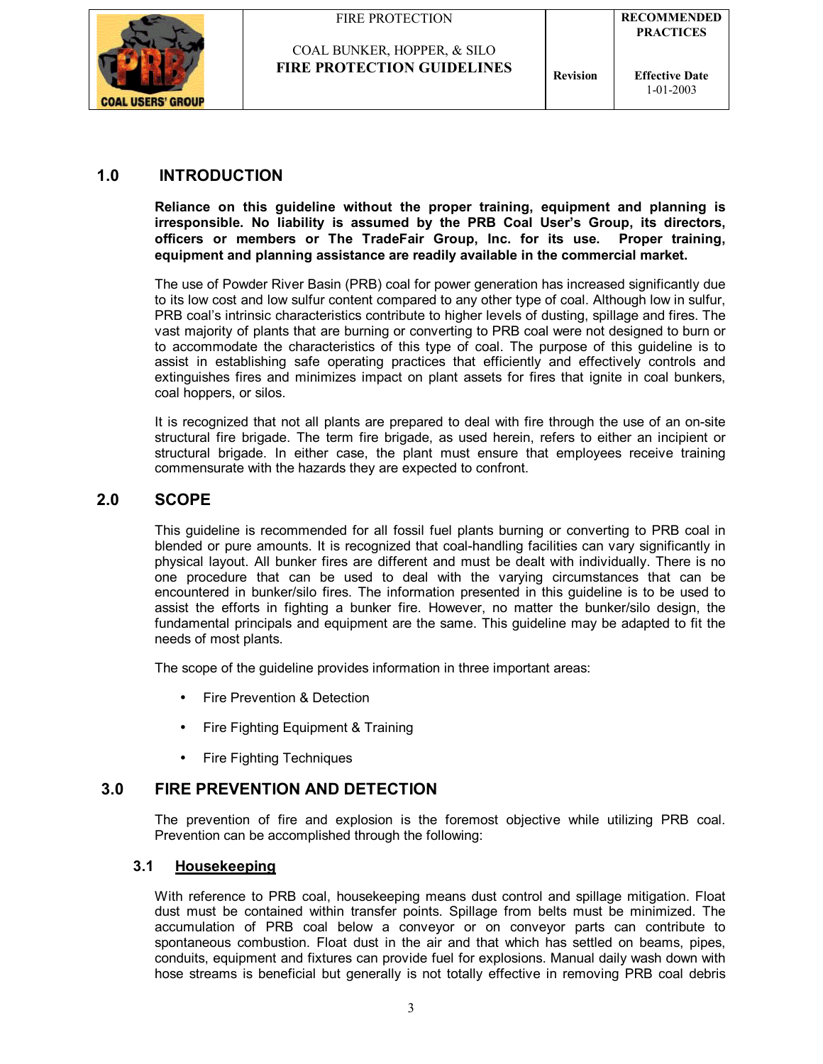## 1.0 INTRODUCTION

**Reliance on this guideline without the proper training, equipment and planning is irresponsible. No liability is assumed by the PRB Coal User's Group, its directors, officers or members or The TradeFair Group, Inc. for its use. Proper training, equipment and planning assistance are readily available in the commercial market.**

The use of Powder River Basin (PRB) coal for power generation has increased significantly due to its low cost and low sulfur content compared to any other type of coal. Although low in sulfur, PRB coal's intrinsic characteristics contribute to higher levels of dusting, spillage and fires. The vast majority of plants that are burning or converting to PRB coal were not designed to burn or to accommodate the characteristics of this type of coal. The purpose of this guideline is to assist in establishing safe operating practices that efficiently and effectively controls and extinguishes fires and minimizes impact on plant assets for fires that ignite in coal bunkers, coal hoppers, or silos.

It is recognized that not all plants are prepared to deal with fire through the use of an on-site structural fire brigade. The term fire brigade, as used herein, refers to either an incipient or structural brigade. In either case, the plant must ensure that employees receive training commensurate with the hazards they are expected to confront.

## 2.0 SCOPE

This guideline is recommended for all fossil fuel plants burning or converting to PRB coal in blended or pure amounts. It is recognized that coal-handling facilities can vary significantly in physical layout. All bunker fires are different and must be dealt with individually. There is no one procedure that can be used to deal with the varying circumstances that can be encountered in bunker/silo fires. The information presented in this guideline is to be used to assist the efforts in fighting a bunker fire. However, no matter the bunker/silo design, the fundamental principals and equipment are the same. This guideline may be adapted to fit the needs of most plants.

The scope of the guideline provides information in three important areas:

- Fire Prevention & Detection
- Fire Fighting Equipment & Training
- Fire Fighting Techniques

## 3.0 FIRE PREVENTION AND DETECTION

The prevention of fire and explosion is the foremost objective while utilizing PRB coal. Prevention can be accomplished through the following:

### 3.1 Housekeeping

With reference to PRB coal, housekeeping means dust control and spillage mitigation. Float dust must be contained within transfer points. Spillage from belts must be minimized. The accumulation of PRB coal below a conveyor or on conveyor parts can contribute to spontaneous combustion. Float dust in the air and that which has settled on beams, pipes, conduits, equipment and fixtures can provide fuel for explosions. Manual daily wash down with hose streams is beneficial but generally is not totally effective in removing PRB coal debris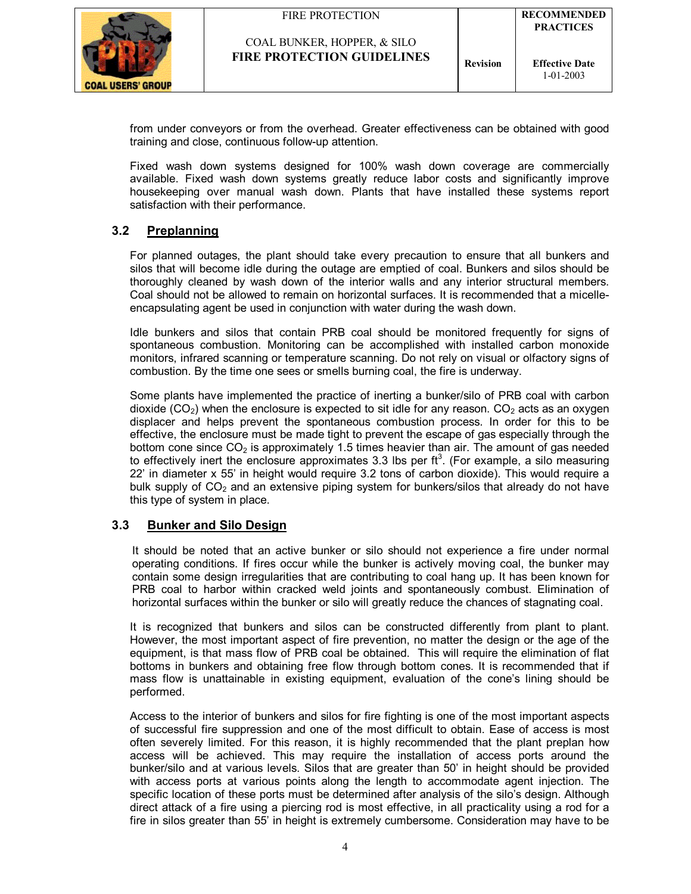from under conveyors or from the overhead. Greater effectiveness can be obtained with good training and close, continuous follow-up attention.

Fixed wash down systems designed for 100% wash down coverage are commercially available. Fixed wash down systems greatly reduce labor costs and significantly improve housekeeping over manual wash down. Plants that have installed these systems report satisfaction with their performance.

## 3.2 Preplanning

For planned outages, the plant should take every precaution to ensure that all bunkers and silos that will become idle during the outage are emptied of coal. Bunkers and silos should be thoroughly cleaned by wash down of the interior walls and any interior structural members. Coal should not be allowed to remain on horizontal surfaces. It is recommended that a micelle-encapsulating agent be used in conjunction with water during the wash down.

Idle bunkers and silos that contain PRB coal should be monitored frequently for signs of spontaneous combustion. Monitoring can be accomplished with installed carbon monoxide monitors, infrared scanning or temperature scanning. Do not rely on visual or olfactory signs of combustion. By the time one sees or smells burning coal, the fire is underway.

Some plants have implemented the practice of inerting a bunker/silo of PRB coal with carbon dioxide ($CO_2$) when the enclosure is expected to sit idle for any reason. $CO_2$ acts as an oxygen displacer and helps prevent the spontaneous combustion process. In order for this to be effective, the enclosure must be made tight to prevent the escape of gas especially through the bottom cone since $CO_2$ is approximately 1.5 times heavier than air. The amount of gas needed to effectively inert the enclosure approximates 3.3 lbs per $ft^3$. (For example, a silo measuring 22' in diameter x 55' in height would require 3.2 tons of carbon dioxide). This would require a bulk supply of $CO_2$ and an extensive piping system for bunkers/silos that already do not have this type of system in place.

## 3.3 Bunker and Silo Design

It should be noted that an active bunker or silo should not experience a fire under normal operating conditions. If fires occur while the bunker is actively moving coal, the bunker may contain some design irregularities that are contributing to coal hang up. It has been known for PRB coal to harbor within cracked weld joints and spontaneously combust. Elimination of horizontal surfaces within the bunker or silo will greatly reduce the chances of stagnating coal.

It is recognized that bunkers and silos can be constructed differently from plant to plant. However, the most important aspect of fire prevention, no matter the design or the age of the equipment, is that mass flow of PRB coal be obtained. This will require the elimination of flat bottoms in bunkers and obtaining free flow through bottom cones. It is recommended that if mass flow is unattainable in existing equipment, evaluation of the cone's lining should be performed.

Access to the interior of bunkers and silos for fire fighting is one of the most important aspects of successful fire suppression and one of the most difficult to obtain. Ease of access is most often severely limited. For this reason, it is highly recommended that the plant preplan how access will be achieved. This may require the installation of access ports around the bunker/silo and at various levels. Silos that are greater than 50' in height should be provided with access ports at various points along the length to accommodate agent injection. The specific location of these ports must be determined after analysis of the silo's design. Although direct attack of a fire using a piercing rod is most effective, in all practicality using a rod for a fire in silos greater than 55' in height is extremely cumbersome. Consideration may have to be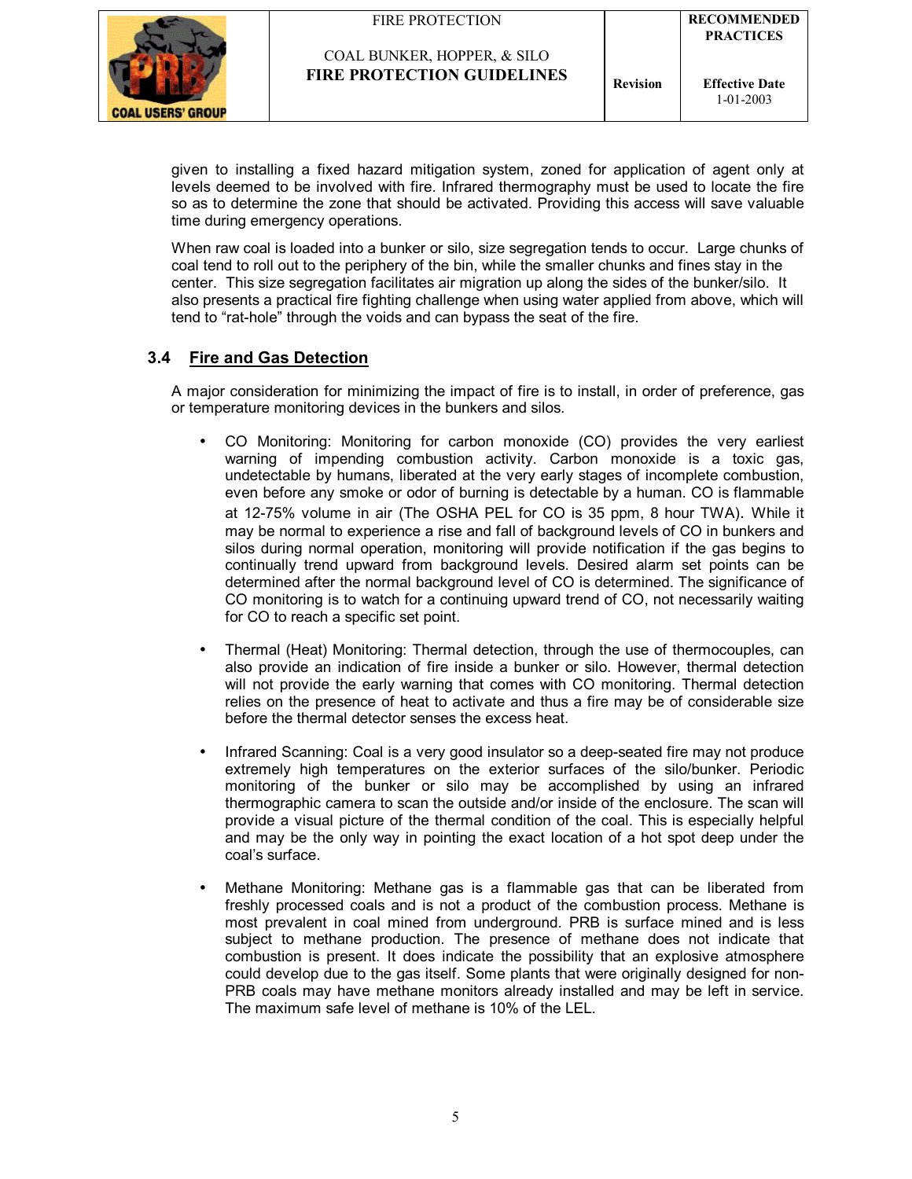given to installing a fixed hazard mitigation system, zoned for application of agent only at levels deemed to be involved with fire. Infrared thermography must be used to locate the fire so as to determine the zone that should be activated. Providing this access will save valuable time during emergency operations.

When raw coal is loaded into a bunker or silo, size segregation tends to occur. Large chunks of coal tend to roll out to the periphery of the bin, while the smaller chunks and fines stay in the center. This size segregation facilitates air migration up along the sides of the bunker/silo. It also presents a practical fire fighting challenge when using water applied from above, which will tend to "rat-hole" through the voids and can bypass the seat of the fire.

## 3.4 Fire and Gas Detection

A major consideration for minimizing the impact of fire is to install, in order of preference, gas or temperature monitoring devices in the bunkers and silos.

- CO Monitoring: Monitoring for carbon monoxide (CO) provides the very earliest warning of impending combustion activity. Carbon monoxide is a toxic gas, undetectable by humans, liberated at the very early stages of incomplete combustion, even before any smoke or odor of burning is detectable by a human. CO is flammable at 12-75% volume in air (The OSHA PEL for CO is 35 ppm, 8 hour TWA). While it may be normal to experience a rise and fall of background levels of CO in bunkers and silos during normal operation, monitoring will provide notification if the gas begins to continually trend upward from background levels. Desired alarm set points can be determined after the normal background level of CO is determined. The significance of CO monitoring is to watch for a continuing upward trend of CO, not necessarily waiting for CO to reach a specific set point.

- Thermal (Heat) Monitoring: Thermal detection, through the use of thermocouples, can also provide an indication of fire inside a bunker or silo. However, thermal detection will not provide the early warning that comes with CO monitoring. Thermal detection relies on the presence of heat to activate and thus a fire may be of considerable size before the thermal detector senses the excess heat.

- Infrared Scanning: Coal is a very good insulator so a deep-seated fire may not produce extremely high temperatures on the exterior surfaces of the silo/bunker. Periodic monitoring of the bunker or silo may be accomplished by using an infrared thermographic camera to scan the outside and/or inside of the enclosure. The scan will provide a visual picture of the thermal condition of the coal. This is especially helpful and may be the only way in pointing the exact location of a hot spot deep under the coal's surface.

- Methane Monitoring: Methane gas is a flammable gas that can be liberated from freshly processed coals and is not a product of the combustion process. Methane is most prevalent in coal mined from underground. PRB is surface mined and is less subject to methane production. The presence of methane does not indicate that combustion is present. It does indicate the possibility that an explosive atmosphere could develop due to the gas itself. Some plants that were originally designed for non-PRB coals may have methane monitors already installed and may be left in service. The maximum safe level of methane is 10% of the LEL.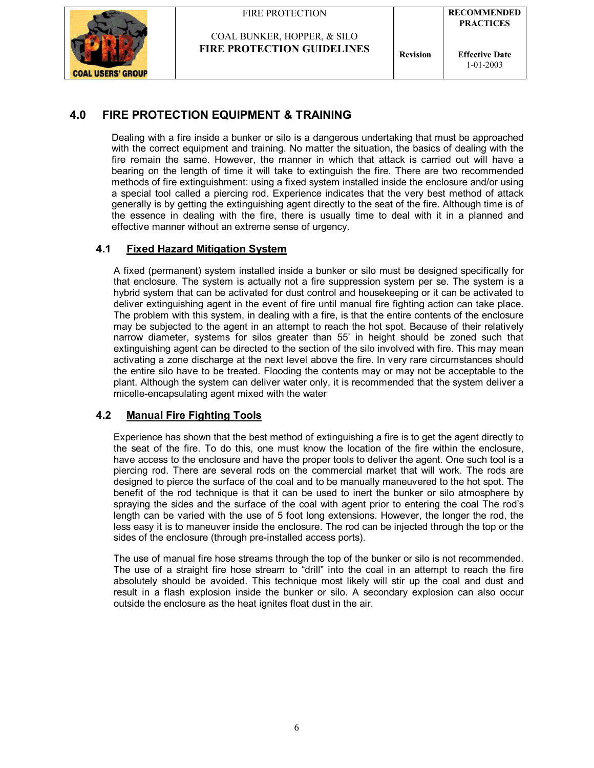## 4.0 FIRE PROTECTION EQUIPMENT & TRAINING

Dealing with a fire inside a bunker or silo is a dangerous undertaking that must be approached with the correct equipment and training. No matter the situation, the basics of dealing with the fire remain the same. However, the manner in which that attack is carried out will have a bearing on the length of time it will take to extinguish the fire. There are two recommended methods of fire extinguishment: using a fixed system installed inside the enclosure and/or using a special tool called a piercing rod. Experience indicates that the very best method of attack generally is by getting the extinguishing agent directly to the seat of the fire. Although time is of the essence in dealing with the fire, there is usually time to deal with it in a planned and effective manner without an extreme sense of urgency.

### 4.1 Fixed Hazard Mitigation System

A fixed (permanent) system installed inside a bunker or silo must be designed specifically for that enclosure. The system is actually not a fire suppression system per se. The system is a hybrid system that can be activated for dust control and housekeeping or it can be activated to deliver extinguishing agent in the event of fire until manual fire fighting action can take place. The problem with this system, in dealing with a fire, is that the entire contents of the enclosure may be subjected to the agent in an attempt to reach the hot spot. Because of their relatively narrow diameter, systems for silos greater than 55' in height should be zoned such that extinguishing agent can be directed to the section of the silo involved with fire. This may mean activating a zone discharge at the next level above the fire. In very rare circumstances should the entire silo have to be treated. Flooding the contents may or may not be acceptable to the plant. Although the system can deliver water only, it is recommended that the system deliver a micelle-encapsulating agent mixed with the water

### 4.2 Manual Fire Fighting Tools

Experience has shown that the best method of extinguishing a fire is to get the agent directly to the seat of the fire. To do this, one must know the location of the fire within the enclosure, have access to the enclosure and have the proper tools to deliver the agent. One such tool is a piercing rod. There are several rods on the commercial market that will work. The rods are designed to pierce the surface of the coal and to be manually maneuvered to the hot spot. The benefit of the rod technique is that it can be used to inert the bunker or silo atmosphere by spraying the sides and the surface of the coal with agent prior to entering the coal The rod's length can be varied with the use of 5 foot long extensions. However, the longer the rod, the less easy it is to maneuver inside the enclosure. The rod can be injected through the top or the sides of the enclosure (through pre-installed access ports).

The use of manual fire hose streams through the top of the bunker or silo is not recommended. The use of a straight fire hose stream to "drill" into the coal in an attempt to reach the fire absolutely should be avoided. This technique most likely will stir up the coal and dust and result in a flash explosion inside the bunker or silo. A secondary explosion can also occur outside the enclosure as the heat ignites float dust in the air.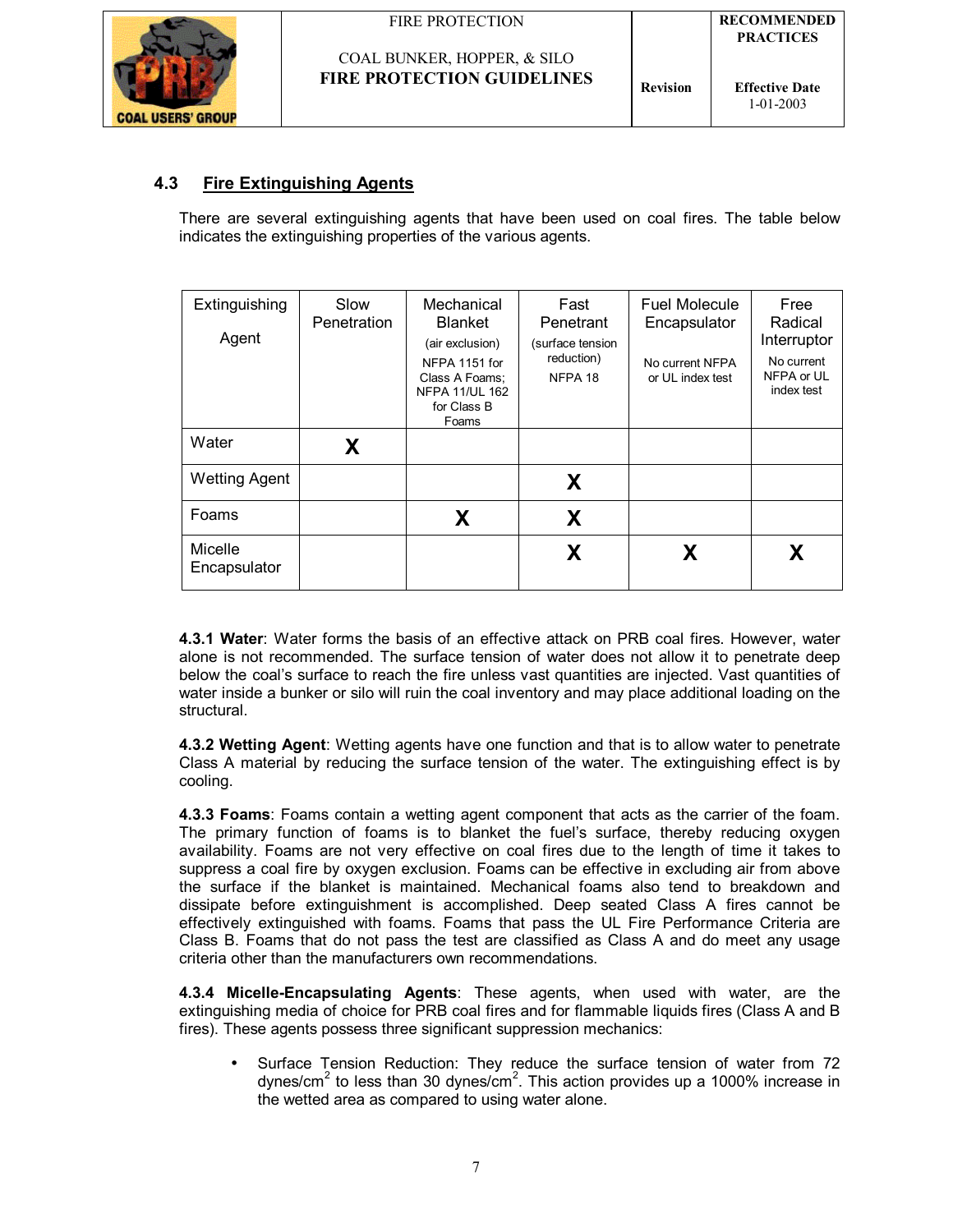## 4.3 Fire Extinguishing Agents

There are several extinguishing agents that have been used on coal fires. The table below indicates the extinguishing properties of the various agents.

| Extinguishing Agent | Slow Penetration | Mechanical Blanket (air exclusion) NFPA 1151 for Class A Foams; NFPA 11/UL 162 for Class B Foams | Fast Penetrant (surface tension reduction) NFPA 18 | Fuel Molecule Encapsulator No current NFPA or UL index test | Free Radical Interruptor No current NFPA or UL index test |
|---|---|---|---|---|---|
| Water | X | | | | |
| Wetting Agent | | | X | | |
| Foams | | X | X | | |
| Micelle Encapsulator | | | X | X | X |

**4.3.1 Water**: Water forms the basis of an effective attack on PRB coal fires. However, water alone is not recommended. The surface tension of water does not allow it to penetrate deep below the coal's surface to reach the fire unless vast quantities are injected. Vast quantities of water inside a bunker or silo will ruin the coal inventory and may place additional loading on the structural.

**4.3.2 Wetting Agent**: Wetting agents have one function and that is to allow water to penetrate Class A material by reducing the surface tension of the water. The extinguishing effect is by cooling.

**4.3.3 Foams**: Foams contain a wetting agent component that acts as the carrier of the foam. The primary function of foams is to blanket the fuel's surface, thereby reducing oxygen availability. Foams are not very effective on coal fires due to the length of time it takes to suppress a coal fire by oxygen exclusion. Foams can be effective in excluding air from above the surface if the blanket is maintained. Mechanical foams also tend to breakdown and dissipate before extinguishment is accomplished. Deep seated Class A fires cannot be effectively extinguished with foams. Foams that pass the UL Fire Performance Criteria are Class B. Foams that do not pass the test are classified as Class A and do meet any usage criteria other than the manufacturers own recommendations.

**4.3.4 Micelle-Encapsulating Agents**: These agents, when used with water, are the extinguishing media of choice for PRB coal fires and for flammable liquids fires (Class A and B fires). These agents possess three significant suppression mechanics:

- Surface Tension Reduction: They reduce the surface tension of water from 72 $dynes/cm^2$ to less than 30 $dynes/cm^2$. This action provides up a 1000% increase in the wetted area as compared to using water alone.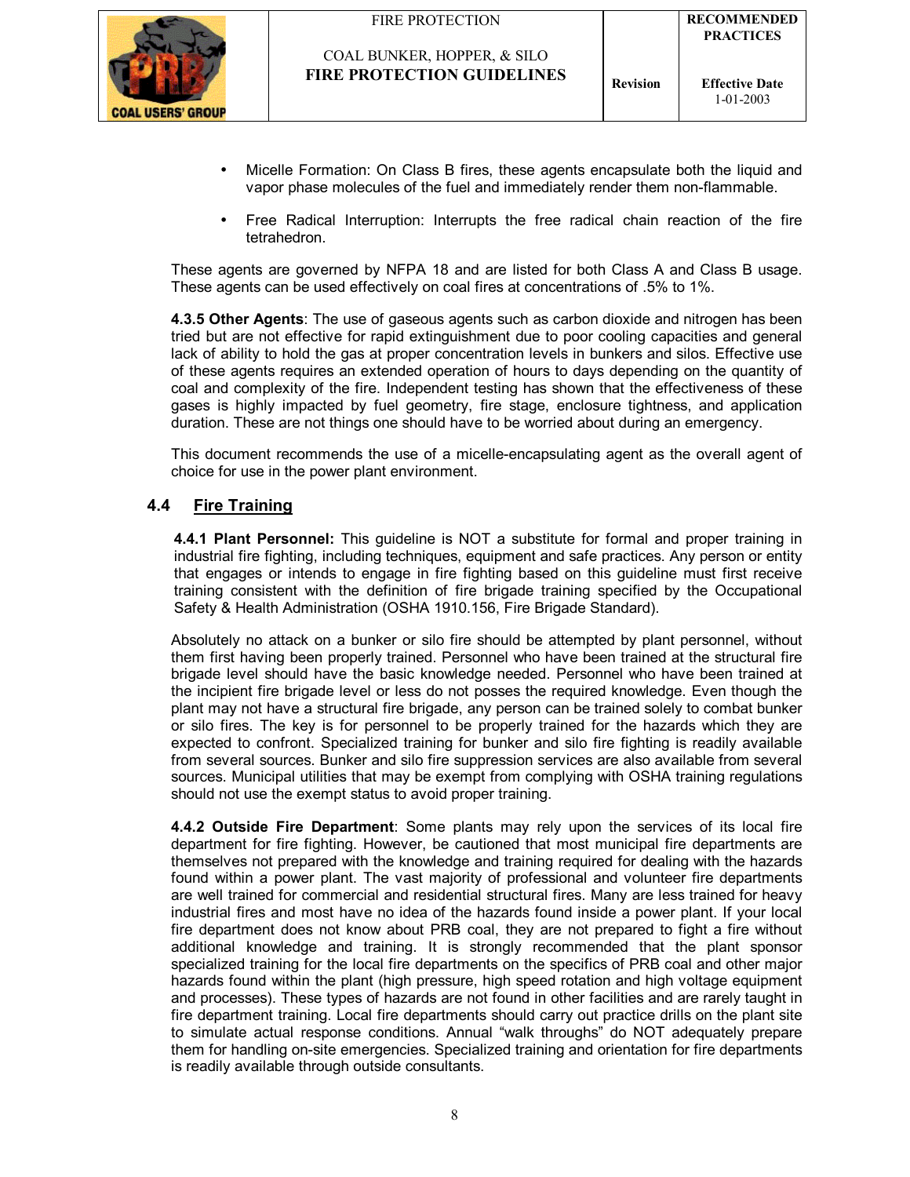- Micelle Formation: On Class B fires, these agents encapsulate both the liquid and vapor phase molecules of the fuel and immediately render them non-flammable.
- Free Radical Interruption: Interrupts the free radical chain reaction of the fire tetrahedron.

These agents are governed by NFPA 18 and are listed for both Class A and Class B usage. These agents can be used effectively on coal fires at concentrations of .5% to 1%.

**4.3.5 Other Agents**: The use of gaseous agents such as carbon dioxide and nitrogen has been tried but are not effective for rapid extinguishment due to poor cooling capacities and general lack of ability to hold the gas at proper concentration levels in bunkers and silos. Effective use of these agents requires an extended operation of hours to days depending on the quantity of coal and complexity of the fire. Independent testing has shown that the effectiveness of these gases is highly impacted by fuel geometry, fire stage, enclosure tightness, and application duration. These are not things one should have to be worried about during an emergency.

This document recommends the use of a micelle-encapsulating agent as the overall agent of choice for use in the power plant environment.

## 4.4 Fire Training

**4.4.1 Plant Personnel:** This guideline is NOT a substitute for formal and proper training in industrial fire fighting, including techniques, equipment and safe practices. Any person or entity that engages or intends to engage in fire fighting based on this guideline must first receive training consistent with the definition of fire brigade training specified by the Occupational Safety & Health Administration (OSHA 1910.156, Fire Brigade Standard).

Absolutely no attack on a bunker or silo fire should be attempted by plant personnel, without them first having been properly trained. Personnel who have been trained at the structural fire brigade level should have the basic knowledge needed. Personnel who have been trained at the incipient fire brigade level or less do not posses the required knowledge. Even though the plant may not have a structural fire brigade, any person can be trained solely to combat bunker or silo fires. The key is for personnel to be properly trained for the hazards which they are expected to confront. Specialized training for bunker and silo fire fighting is readily available from several sources. Bunker and silo fire suppression services are also available from several sources. Municipal utilities that may be exempt from complying with OSHA training regulations should not use the exempt status to avoid proper training.

**4.4.2 Outside Fire Department**: Some plants may rely upon the services of its local fire department for fire fighting. However, be cautioned that most municipal fire departments are themselves not prepared with the knowledge and training required for dealing with the hazards found within a power plant. The vast majority of professional and volunteer fire departments are well trained for commercial and residential structural fires. Many are less trained for heavy industrial fires and most have no idea of the hazards found inside a power plant. If your local fire department does not know about PRB coal, they are not prepared to fight a fire without additional knowledge and training. It is strongly recommended that the plant sponsor specialized training for the local fire departments on the specifics of PRB coal and other major hazards found within the plant (high pressure, high speed rotation and high voltage equipment and processes). These types of hazards are not found in other facilities and are rarely taught in fire department training. Local fire departments should carry out practice drills on the plant site to simulate actual response conditions. Annual "walk throughs" do NOT adequately prepare them for handling on-site emergencies. Specialized training and orientation for fire departments is readily available through outside consultants.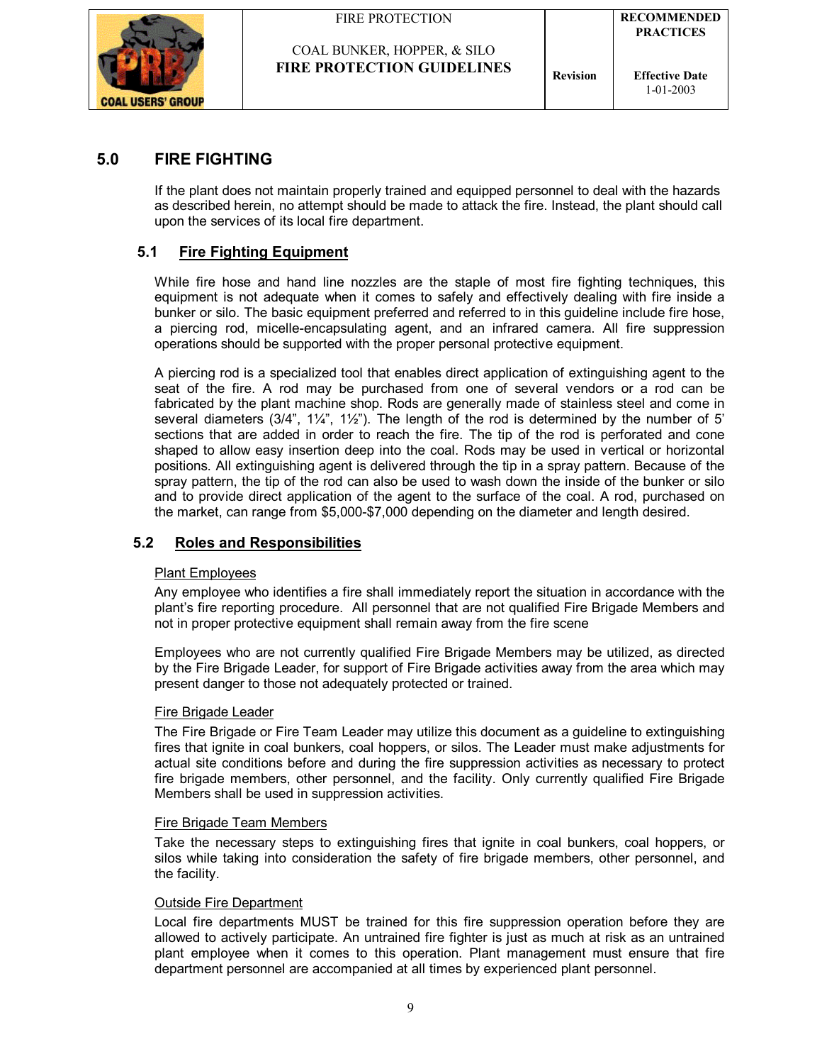## 5.0 FIRE FIGHTING

If the plant does not maintain properly trained and equipped personnel to deal with the hazards as described herein, no attempt should be made to attack the fire. Instead, the plant should call upon the services of its local fire department.

### 5.1 Fire Fighting Equipment

While fire hose and hand line nozzles are the staple of most fire fighting techniques, this equipment is not adequate when it comes to safely and effectively dealing with fire inside a bunker or silo. The basic equipment preferred and referred to in this guideline include fire hose, a piercing rod, micelle-encapsulating agent, and an infrared camera. All fire suppression operations should be supported with the proper personal protective equipment.

A piercing rod is a specialized tool that enables direct application of extinguishing agent to the seat of the fire. A rod may be purchased from one of several vendors or a rod can be fabricated by the plant machine shop. Rods are generally made of stainless steel and come in several diameters (3/4", 1¼", 1½"). The length of the rod is determined by the number of 5' sections that are added in order to reach the fire. The tip of the rod is perforated and cone shaped to allow easy insertion deep into the coal. Rods may be used in vertical or horizontal positions. All extinguishing agent is delivered through the tip in a spray pattern. Because of the spray pattern, the tip of the rod can also be used to wash down the inside of the bunker or silo and to provide direct application of the agent to the surface of the coal. A rod, purchased on the market, can range from $5,000-$7,000 depending on the diameter and length desired.

### 5.2 Roles and Responsibilities

Plant Employees

Any employee who identifies a fire shall immediately report the situation in accordance with the plant's fire reporting procedure. All personnel that are not qualified Fire Brigade Members and not in proper protective equipment shall remain away from the fire scene

Employees who are not currently qualified Fire Brigade Members may be utilized, as directed by the Fire Brigade Leader, for support of Fire Brigade activities away from the area which may present danger to those not adequately protected or trained.

Fire Brigade Leader

The Fire Brigade or Fire Team Leader may utilize this document as a guideline to extinguishing fires that ignite in coal bunkers, coal hoppers, or silos. The Leader must make adjustments for actual site conditions before and during the fire suppression activities as necessary to protect fire brigade members, other personnel, and the facility. Only currently qualified Fire Brigade Members shall be used in suppression activities.

Fire Brigade Team Members

Take the necessary steps to extinguishing fires that ignite in coal bunkers, coal hoppers, or silos while taking into consideration the safety of fire brigade members, other personnel, and the facility.

Outside Fire Department

Local fire departments MUST be trained for this fire suppression operation before they are allowed to actively participate. An untrained fire fighter is just as much at risk as an untrained plant employee when it comes to this operation. Plant management must ensure that fire department personnel are accompanied at all times by experienced plant personnel.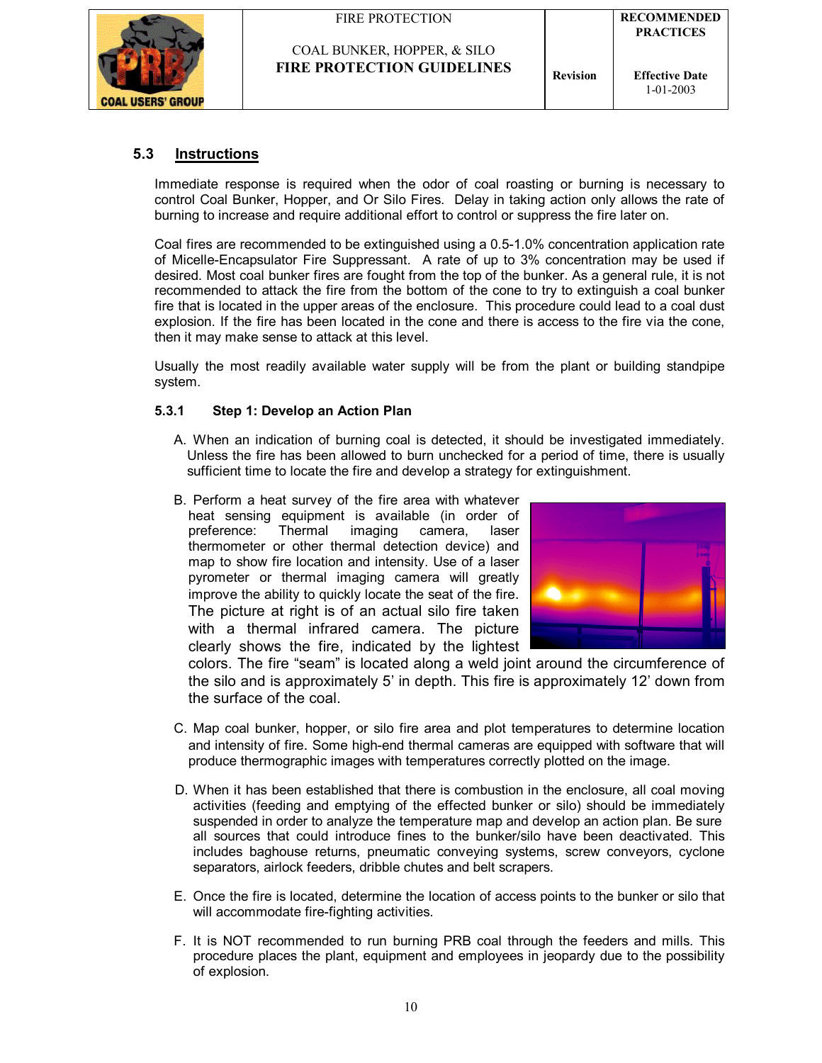## 5.3 Instructions

Immediate response is required when the odor of coal roasting or burning is necessary to control Coal Bunker, Hopper, and Or Silo Fires. Delay in taking action only allows the rate of burning to increase and require additional effort to control or suppress the fire later on.

Coal fires are recommended to be extinguished using a 0.5-1.0% concentration application rate of Micelle-Encapsulator Fire Suppressant. A rate of up to 3% concentration may be used if desired. Most coal bunker fires are fought from the top of the bunker. As a general rule, it is not recommended to attack the fire from the bottom of the cone to try to extinguish a coal bunker fire that is located in the upper areas of the enclosure. This procedure could lead to a coal dust explosion. If the fire has been located in the cone and there is access to the fire via the cone, then it may make sense to attack at this level.

Usually the most readily available water supply will be from the plant or building standpipe system.

### 5.3.1 Step 1: Develop an Action Plan

A. When an indication of burning coal is detected, it should be investigated immediately. Unless the fire has been allowed to burn unchecked for a period of time, there is usually sufficient time to locate the fire and develop a strategy for extinguishment.

B. Perform a heat survey of the fire area with whatever heat sensing equipment is available (in order of preference: Thermal imaging camera, laser thermometer or other thermal detection device) and map to show fire location and intensity. Use of a laser pyrometer or thermal imaging camera will greatly improve the ability to quickly locate the seat of the fire. The picture at right is of an actual silo fire taken with a thermal infrared camera. The picture clearly shows the fire, indicated by the lightest colors. The fire "seam" is located along a weld joint around the circumference of the silo and is approximately 5' in depth. This fire is approximately 12' down from the surface of the coal.

C. Map coal bunker, hopper, or silo fire area and plot temperatures to determine location and intensity of fire. Some high-end thermal cameras are equipped with software that will produce thermographic images with temperatures correctly plotted on the image.

D. When it has been established that there is combustion in the enclosure, all coal moving activities (feeding and emptying of the effected bunker or silo) should be immediately suspended in order to analyze the temperature map and develop an action plan. Be sure all sources that could introduce fines to the bunker/silo have been deactivated. This includes baghouse returns, pneumatic conveying systems, screw conveyors, cyclone separators, airlock feeders, dribble chutes and belt scrapers.

E. Once the fire is located, determine the location of access points to the bunker or silo that will accommodate fire-fighting activities.

F. It is NOT recommended to run burning PRB coal through the feeders and mills. This procedure places the plant, equipment and employees in jeopardy due to the possibility of explosion.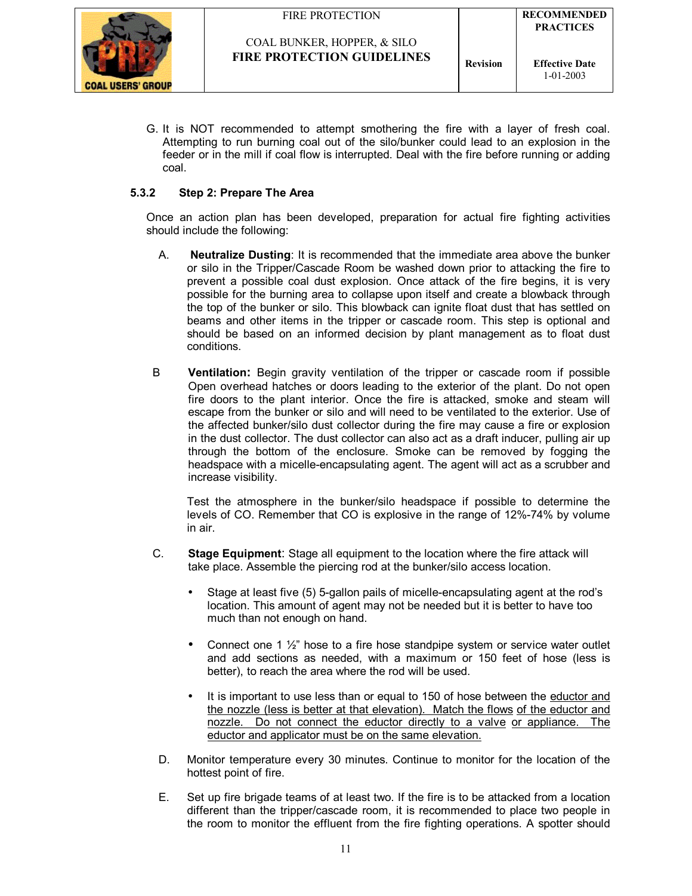G. It is NOT recommended to attempt smothering the fire with a layer of fresh coal. Attempting to run burning coal out of the silo/bunker could lead to an explosion in the feeder or in the mill if coal flow is interrupted. Deal with the fire before running or adding coal.

### 5.3.2 Step 2: Prepare The Area

Once an action plan has been developed, preparation for actual fire fighting activities should include the following:

A. **Neutralize Dusting**: It is recommended that the immediate area above the bunker or silo in the Tripper/Cascade Room be washed down prior to attacking the fire to prevent a possible coal dust explosion. Once attack of the fire begins, it is very possible for the burning area to collapse upon itself and create a blowback through the top of the bunker or silo. This blowback can ignite float dust that has settled on beams and other items in the tripper or cascade room. This step is optional and should be based on an informed decision by plant management as to float dust conditions.

B **Ventilation:** Begin gravity ventilation of the tripper or cascade room if possible Open overhead hatches or doors leading to the exterior of the plant. Do not open fire doors to the plant interior. Once the fire is attacked, smoke and steam will escape from the bunker or silo and will need to be ventilated to the exterior. Use of the affected bunker/silo dust collector during the fire may cause a fire or explosion in the dust collector. The dust collector can also act as a draft inducer, pulling air up through the bottom of the enclosure. Smoke can be removed by fogging the headspace with a micelle-encapsulating agent. The agent will act as a scrubber and increase visibility.

Test the atmosphere in the bunker/silo headspace if possible to determine the levels of CO. Remember that CO is explosive in the range of 12%-74% by volume in air.

C. **Stage Equipment**: Stage all equipment to the location where the fire attack will take place. Assemble the piercing rod at the bunker/silo access location.

- Stage at least five (5) 5-gallon pails of micelle-encapsulating agent at the rod's location. This amount of agent may not be needed but it is better to have too much than not enough on hand.
- Connect one 1 ½" hose to a fire hose standpipe system or service water outlet and add sections as needed, with a maximum or 150 feet of hose (less is better), to reach the area where the rod will be used.
- It is important to use less than or equal to 150 of hose between the <u>eductor and the nozzle (less is better at that elevation). Match the flows</u> <u>of the eductor and nozzle. Do not connect the eductor directly to a valve</u> <u>or appliance. The eductor and applicator must be on the same elevation.</u>

D. Monitor temperature every 30 minutes. Continue to monitor for the location of the hottest point of fire.

E. Set up fire brigade teams of at least two. If the fire is to be attacked from a location different than the tripper/cascade room, it is recommended to place two people in the room to monitor the effluent from the fire fighting operations. A spotter should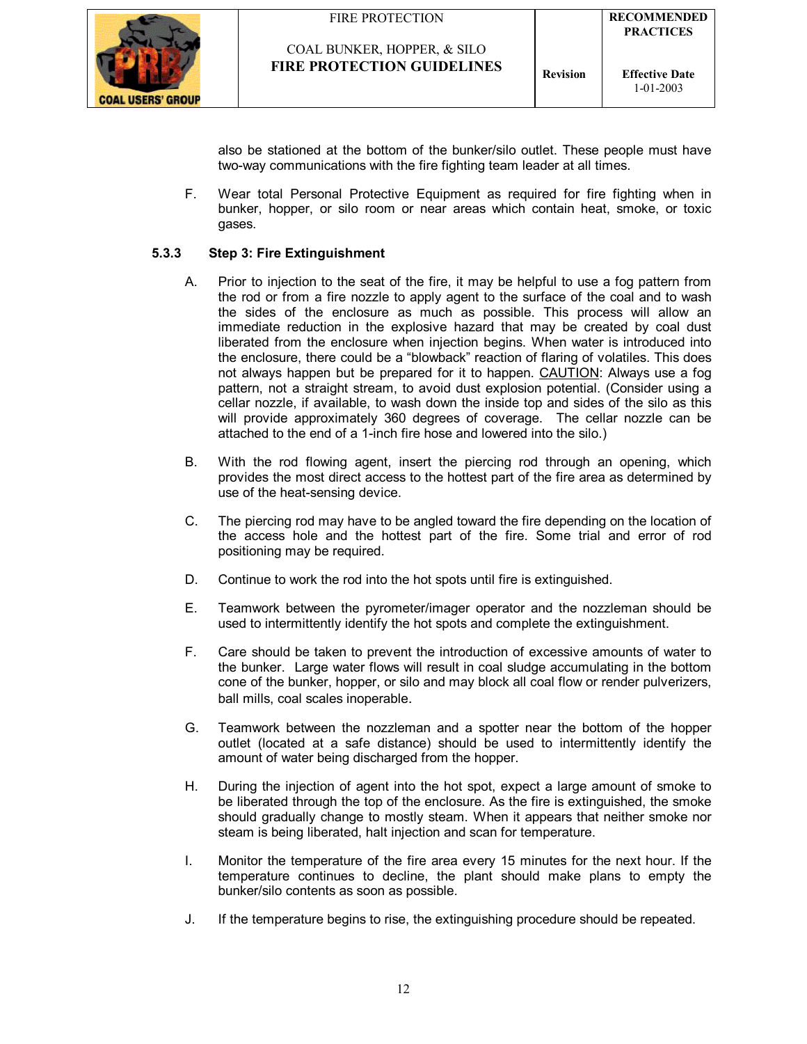also be stationed at the bottom of the bunker/silo outlet. These people must have two-way communications with the fire fighting team leader at all times.

F. Wear total Personal Protective Equipment as required for fire fighting when in bunker, hopper, or silo room or near areas which contain heat, smoke, or toxic gases.

### 5.3.3 Step 3: Fire Extinguishment

A. Prior to injection to the seat of the fire, it may be helpful to use a fog pattern from the rod or from a fire nozzle to apply agent to the surface of the coal and to wash the sides of the enclosure as much as possible. This process will allow an immediate reduction in the explosive hazard that may be created by coal dust liberated from the enclosure when injection begins. When water is introduced into the enclosure, there could be a "blowback" reaction of flaring of volatiles. This does not always happen but be prepared for it to happen. <u>CAUTION</u>: Always use a fog pattern, not a straight stream, to avoid dust explosion potential. (Consider using a cellar nozzle, if available, to wash down the inside top and sides of the silo as this will provide approximately 360 degrees of coverage. The cellar nozzle can be attached to the end of a 1-inch fire hose and lowered into the silo.)

B. With the rod flowing agent, insert the piercing rod through an opening, which provides the most direct access to the hottest part of the fire area as determined by use of the heat-sensing device.

C. The piercing rod may have to be angled toward the fire depending on the location of the access hole and the hottest part of the fire. Some trial and error of rod positioning may be required.

D. Continue to work the rod into the hot spots until fire is extinguished.

E. Teamwork between the pyrometer/imager operator and the nozzleman should be used to intermittently identify the hot spots and complete the extinguishment.

F. Care should be taken to prevent the introduction of excessive amounts of water to the bunker. Large water flows will result in coal sludge accumulating in the bottom cone of the bunker, hopper, or silo and may block all coal flow or render pulverizers, ball mills, coal scales inoperable.

G. Teamwork between the nozzleman and a spotter near the bottom of the hopper outlet (located at a safe distance) should be used to intermittently identify the amount of water being discharged from the hopper.

H. During the injection of agent into the hot spot, expect a large amount of smoke to be liberated through the top of the enclosure. As the fire is extinguished, the smoke should gradually change to mostly steam. When it appears that neither smoke nor steam is being liberated, halt injection and scan for temperature.

I. Monitor the temperature of the fire area every 15 minutes for the next hour. If the temperature continues to decline, the plant should make plans to empty the bunker/silo contents as soon as possible.

J. If the temperature begins to rise, the extinguishing procedure should be repeated.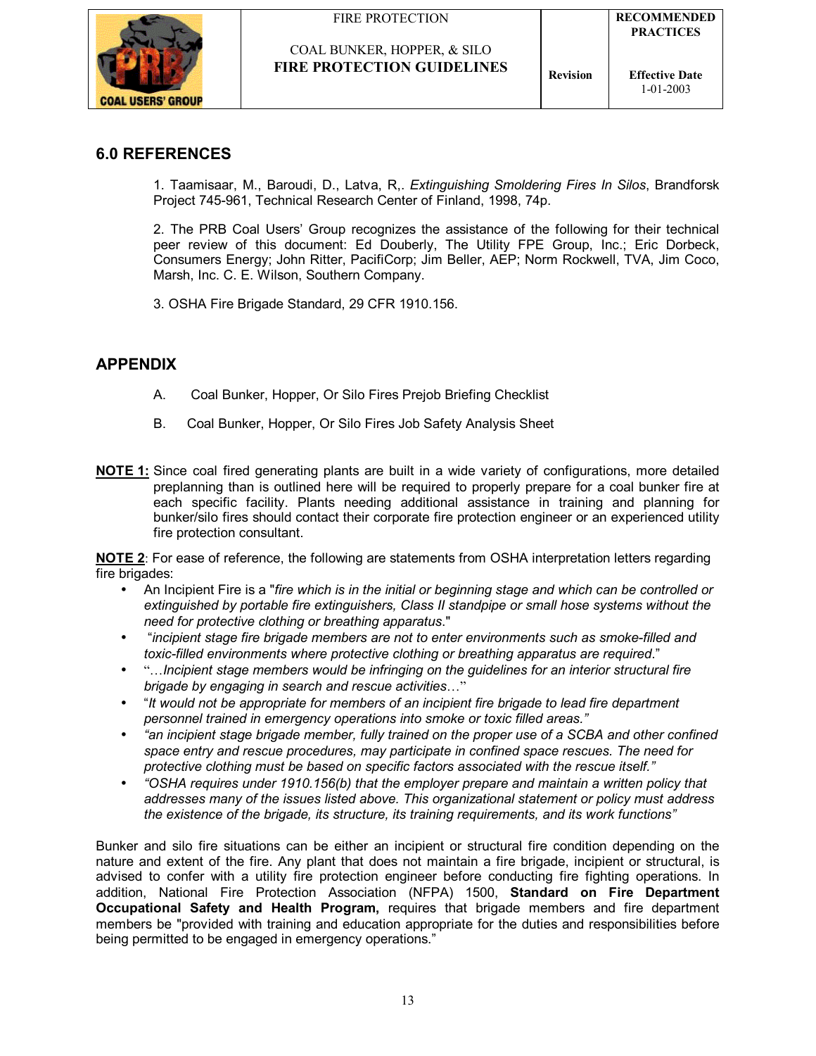## 6.0 REFERENCES

1. Taamisaar, M., Baroudi, D., Latva, R,. *Extinguishing Smoldering Fires In Silos*, Brandforsk Project 745-961, Technical Research Center of Finland, 1998, 74p.

2. The PRB Coal Users' Group recognizes the assistance of the following for their technical peer review of this document: Ed Douberly, The Utility FPE Group, Inc.; Eric Dorbeck, Consumers Energy; John Ritter, PacifiCorp; Jim Beller, AEP; Norm Rockwell, TVA, Jim Coco, Marsh, Inc. C. E. Wilson, Southern Company.

3. OSHA Fire Brigade Standard, 29 CFR 1910.156.

## APPENDIX

A. Coal Bunker, Hopper, Or Silo Fires Prejob Briefing Checklist

B. Coal Bunker, Hopper, Or Silo Fires Job Safety Analysis Sheet

**NOTE 1:** Since coal fired generating plants are built in a wide variety of configurations, more detailed preplanning than is outlined here will be required to properly prepare for a coal bunker fire at each specific facility. Plants needing additional assistance in training and planning for bunker/silo fires should contact their corporate fire protection engineer or an experienced utility fire protection consultant.

**NOTE 2**: For ease of reference, the following are statements from OSHA interpretation letters regarding fire brigades:

- An Incipient Fire is a "*fire which is in the initial or beginning stage and which can be controlled or extinguished by portable fire extinguishers, Class II standpipe or small hose systems without the need for protective clothing or breathing apparatus*."
- "*incipient stage fire brigade members are not to enter environments such as smoke-filled and toxic-filled environments where protective clothing or breathing apparatus are required*."
- "*…Incipient stage members would be infringing on the guidelines for an interior structural fire brigade by engaging in search and rescue activities…*"
- "*It would not be appropriate for members of an incipient fire brigade to lead fire department personnel trained in emergency operations into smoke or toxic filled areas.*"
- "*an incipient stage brigade member, fully trained on the proper use of a SCBA and other confined space entry and rescue procedures, may participate in confined space rescues. The need for protective clothing must be based on specific factors associated with the rescue itself.*"
- "*OSHA requires under 1910.156(b) that the employer prepare and maintain a written policy that addresses many of the issues listed above. This organizational statement or policy must address the existence of the brigade, its structure, its training requirements, and its work functions*"

Bunker and silo fire situations can be either an incipient or structural fire condition depending on the nature and extent of the fire. Any plant that does not maintain a fire brigade, incipient or structural, is advised to confer with a utility fire protection engineer before conducting fire fighting operations. In addition, National Fire Protection Association (NFPA) 1500, **Standard on Fire Department Occupational Safety and Health Program,** requires that brigade members and fire department members be "provided with training and education appropriate for the duties and responsibilities before being permitted to be engaged in emergency operations."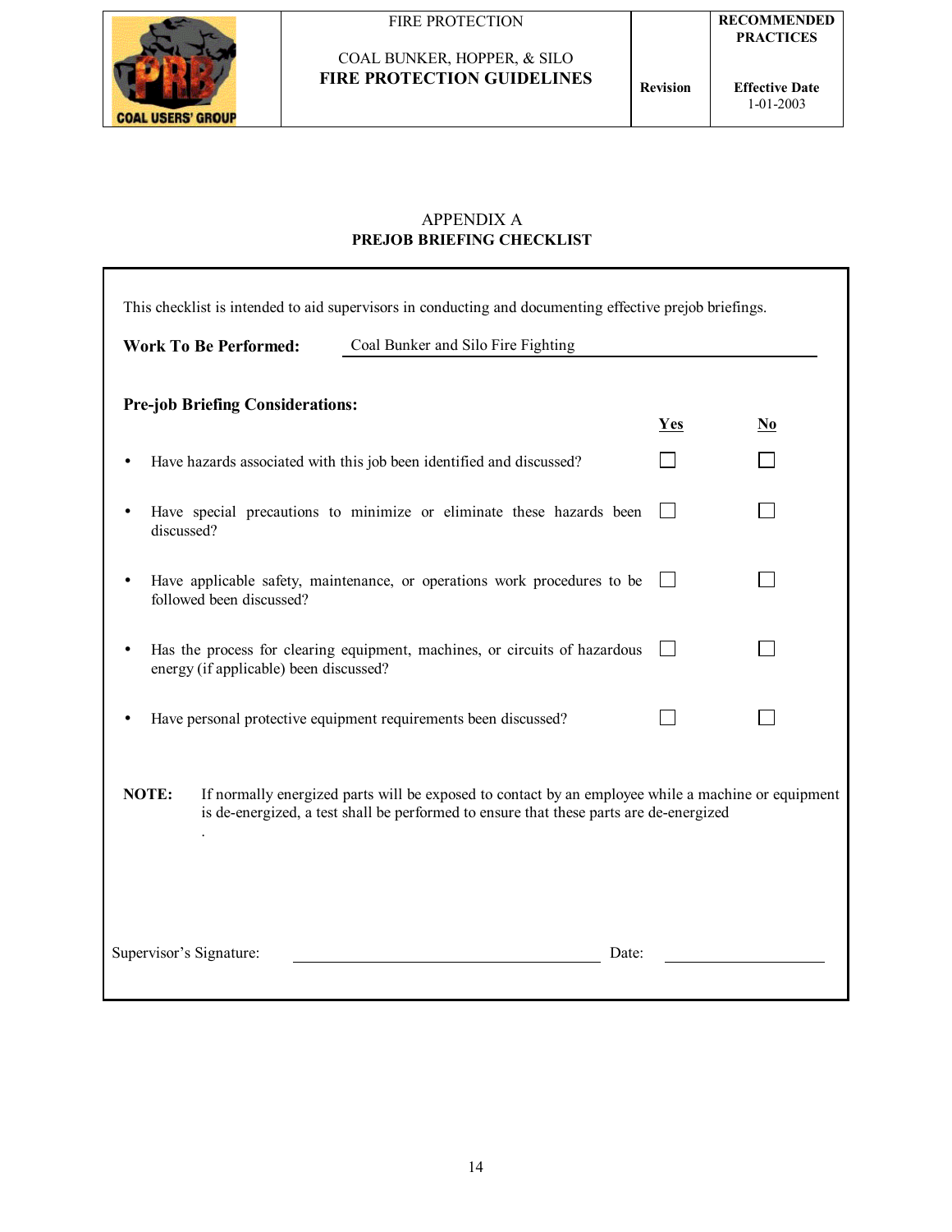## APPENDIX A
## PREJOB BRIEFING CHECKLIST

This checklist is intended to aid supervisors in conducting and documenting effective prejob briefings.

**Work To Be Performed:** Coal Bunker and Silo Fire Fighting

**Pre-job Briefing Considerations:**

| | Yes | No |
|---|---|---|
| • Have hazards associated with this job been identified and discussed? | ☐ | ☐ |
| • Have special precautions to minimize or eliminate these hazards been discussed? | ☐ | ☐ |
| • Have applicable safety, maintenance, or operations work procedures to be followed been discussed? | ☐ | ☐ |
| • Has the process for clearing equipment, machines, or circuits of hazardous energy (if applicable) been discussed? | ☐ | ☐ |
| • Have personal protective equipment requirements been discussed? | ☐ | ☐ |

**NOTE:** If normally energized parts will be exposed to contact by an employee while a machine or equipment is de-energized, a test shall be performed to ensure that these parts are de-energized

.

Supervisor's Signature: ______________________________ Date: ________________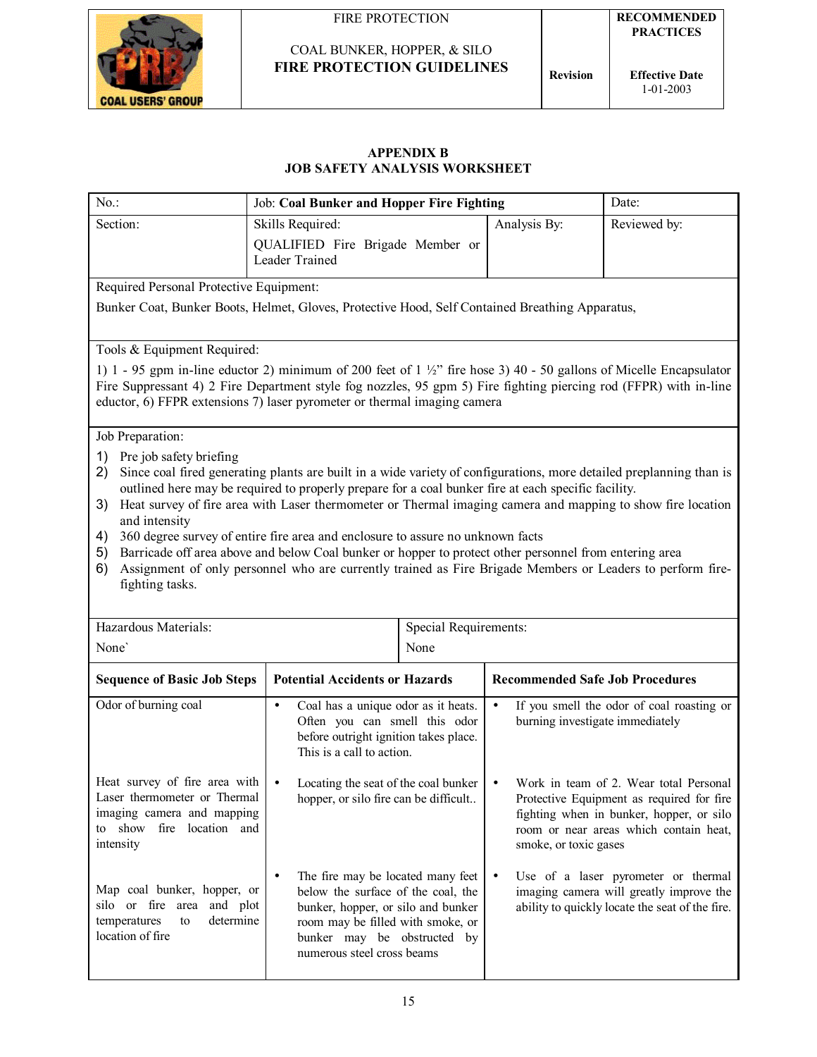## APPENDIX B
## JOB SAFETY ANALYSIS WORKSHEET

| No.: | Job: **Coal Bunker and Hopper Fire Fighting** | | Date: |
|---|---|---|---|
| Section: | Skills Required: QUALIFIED Fire Brigade Member or Leader Trained | Analysis By: | Reviewed by: |

**Required Personal Protective Equipment:**

Bunker Coat, Bunker Boots, Helmet, Gloves, Protective Hood, Self Contained Breathing Apparatus,

**Tools & Equipment Required:**

1) 1 - 95 gpm in-line eductor 2) minimum of 200 feet of 1 ½" fire hose 3) 40 - 50 gallons of Micelle Encapsulator Fire Suppressant 4) 2 Fire Department style fog nozzles, 95 gpm 5) Fire fighting piercing rod (FFPR) with in-line eductor, 6) FFPR extensions 7) laser pyrometer or thermal imaging camera

**Job Preparation:**

1) Pre job safety briefing
2) Since coal fired generating plants are built in a wide variety of configurations, more detailed preplanning than is outlined here may be required to properly prepare for a coal bunker fire at each specific facility.
3) Heat survey of fire area with Laser thermometer or Thermal imaging camera and mapping to show fire location and intensity
4) 360 degree survey of entire fire area and enclosure to assure no unknown facts
5) Barricade off area above and below Coal bunker or hopper to protect other personnel from entering area
6) Assignment of only personnel who are currently trained as Fire Brigade Members or Leaders to perform fire-fighting tasks.

| Hazardous Materials: | Special Requirements: |
|---|---|
| None` | None |

| Sequence of Basic Job Steps | Potential Accidents or Hazards | Recommended Safe Job Procedures |
|---|---|---|
| Odor of burning coal | • Coal has a unique odor as it heats. Often you can smell this odor before outright ignition takes place. This is a call to action. | • If you smell the odor of coal roasting or burning investigate immediately |
| Heat survey of fire area with Laser thermometer or Thermal imaging camera and mapping to show fire location and intensity | • Locating the seat of the coal bunker hopper, or silo fire can be difficult.. | • Work in team of 2. Wear total Personal Protective Equipment as required for fire fighting when in bunker, hopper, or silo room or near areas which contain heat, smoke, or toxic gases |
| Map coal bunker, hopper, or silo or fire area and plot temperatures to determine location of fire | • The fire may be located many feet below the surface of the coal, the bunker, hopper, or silo and bunker room may be filled with smoke, or bunker may be obstructed by numerous steel cross beams | • Use of a laser pyrometer or thermal imaging camera will greatly improve the ability to quickly locate the seat of the fire. |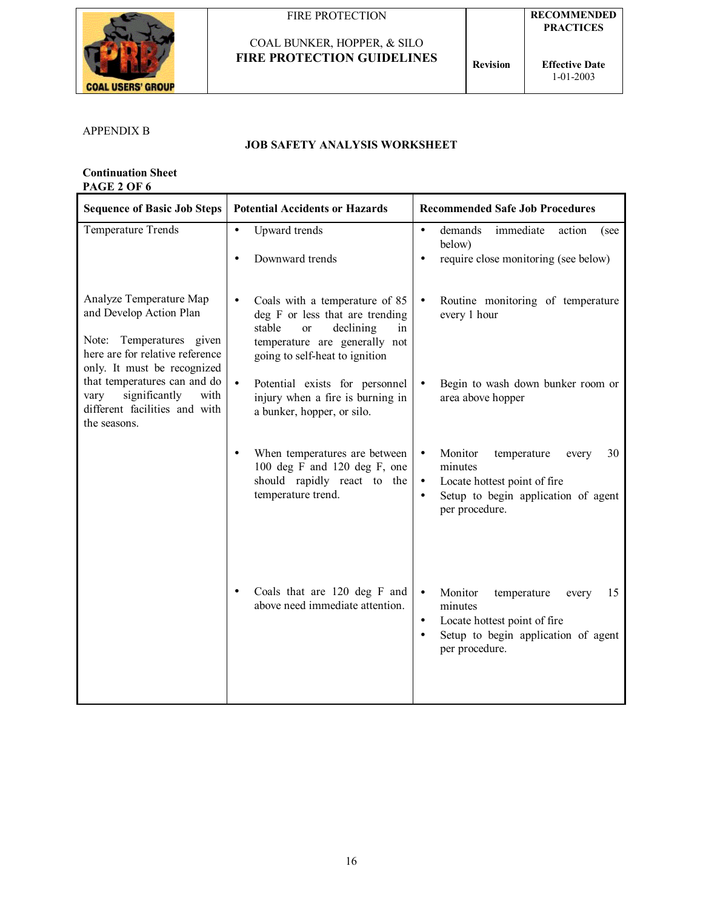APPENDIX B

## JOB SAFETY ANALYSIS WORKSHEET

**Continuation Sheet**
**PAGE 2 OF 6**

| Sequence of Basic Job Steps | Potential Accidents or Hazards | Recommended Safe Job Procedures |
|---|---|---|
| Temperature Trends | • Upward trends<br>• Downward trends | • demands immediate action (see below)<br>• require close monitoring (see below) |
| Analyze Temperature Map and Develop Action Plan<br><br>Note: Temperatures given here are for relative reference only. It must be recognized that temperatures can and do vary significantly with different facilities and with the seasons. | • Coals with a temperature of 85 deg F or less that are trending stable or declining in temperature are generally not going to self-heat to ignition | • Routine monitoring of temperature every 1 hour |
| | • Potential exists for personnel injury when a fire is burning in a bunker, hopper, or silo. | • Begin to wash down bunker room or area above hopper |
| | • When temperatures are between 100 deg F and 120 deg F, one should rapidly react to the temperature trend. | • Monitor temperature every 30 minutes<br>• Locate hottest point of fire<br>• Setup to begin application of agent per procedure. |
| | • Coals that are 120 deg F and above need immediate attention. | • Monitor temperature every 15 minutes<br>• Locate hottest point of fire<br>• Setup to begin application of agent per procedure. |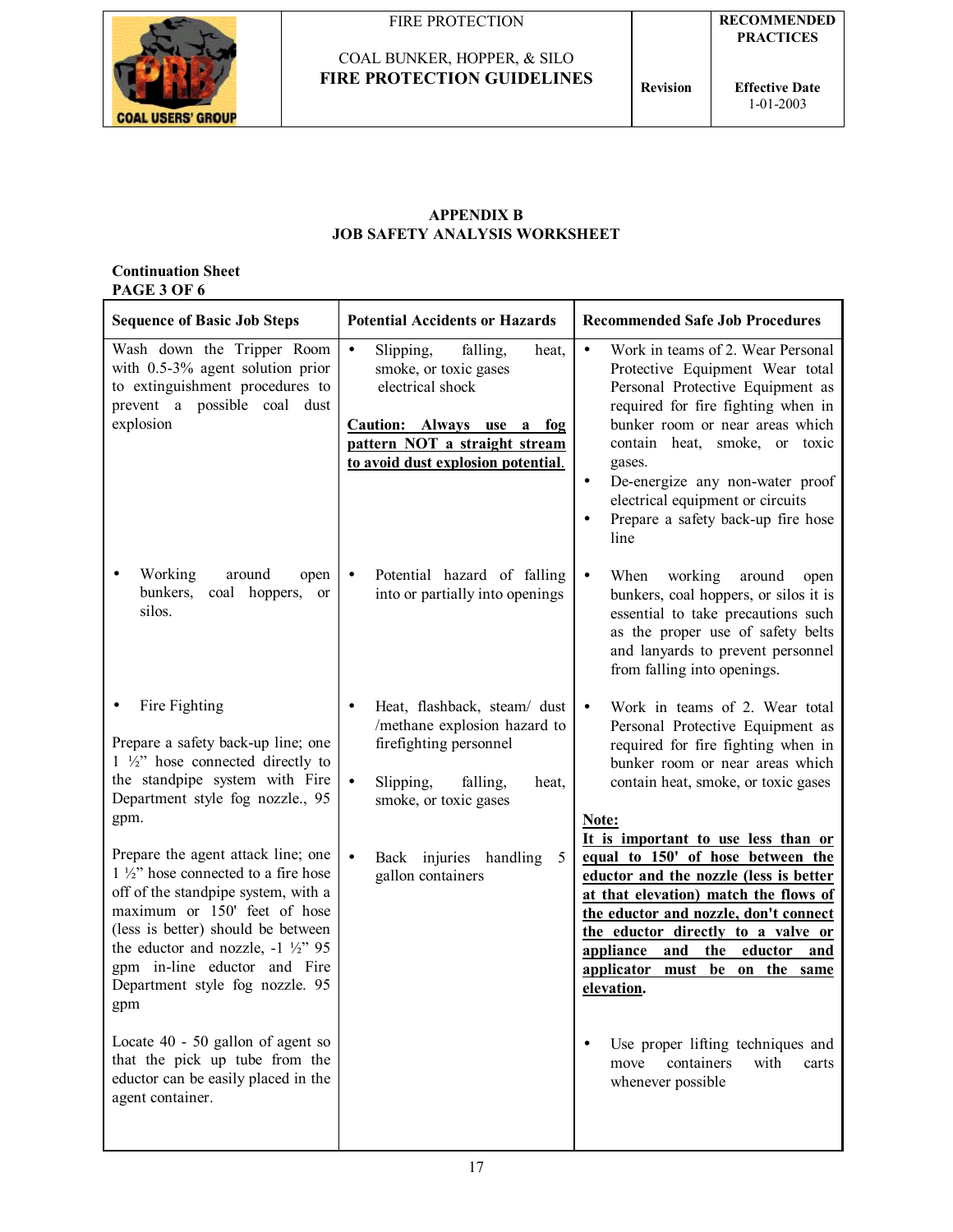## APPENDIX B
## JOB SAFETY ANALYSIS WORKSHEET

**Continuation Sheet**
**PAGE 3 OF 6**

| Sequence of Basic Job Steps | Potential Accidents or Hazards | Recommended Safe Job Procedures |
|---|---|---|
| Wash down the Tripper Room with 0.5-3% agent solution prior to extinguishment procedures to prevent a possible coal dust explosion | • Slipping, falling, heat, smoke, or toxic gases electrical shock<br><br>**<u>Caution: Always use a fog pattern NOT a straight stream to avoid dust explosion potential.</u>** | • Work in teams of 2. Wear Personal Protective Equipment Wear total Personal Protective Equipment as required for fire fighting when in bunker room or near areas which contain heat, smoke, or toxic gases.<br>• De-energize any non-water proof electrical equipment or circuits<br>• Prepare a safety back-up fire hose line |
| • Working around open bunkers, coal hoppers, or silos. | • Potential hazard of falling into or partially into openings | • When working around open bunkers, coal hoppers, or silos it is essential to take precautions such as the proper use of safety belts and lanyards to prevent personnel from falling into openings. |
| • Fire Fighting<br><br>Prepare a safety back-up line; one 1 ½" hose connected directly to the standpipe system with Fire Department style fog nozzle., 95 gpm.<br><br>Prepare the agent attack line; one 1 ½" hose connected to a fire hose off of the standpipe system, with a maximum or 150' feet of hose (less is better) should be between the eductor and nozzle, -1 ½" 95 gpm in-line eductor and Fire Department style fog nozzle. 95 gpm<br><br>Locate 40 - 50 gallon of agent so that the pick up tube from the eductor can be easily placed in the agent container. | • Heat, flashback, steam/ dust /methane explosion hazard to firefighting personnel<br>• Slipping, falling, heat, smoke, or toxic gases<br><br>• Back injuries handling 5 gallon containers | • Work in teams of 2. Wear total Personal Protective Equipment as required for fire fighting when in bunker room or near areas which contain heat, smoke, or toxic gases<br><br>**<u>Note:</u>**<br>**<u>It is important to use less than or equal to 150' of hose between the eductor and the nozzle (less is better at that elevation) match the flows of the eductor and nozzle, don't connect the eductor directly to a valve or appliance and the eductor and applicator must be on the same elevation</u>.**<br><br>• Use proper lifting techniques and move containers with carts whenever possible |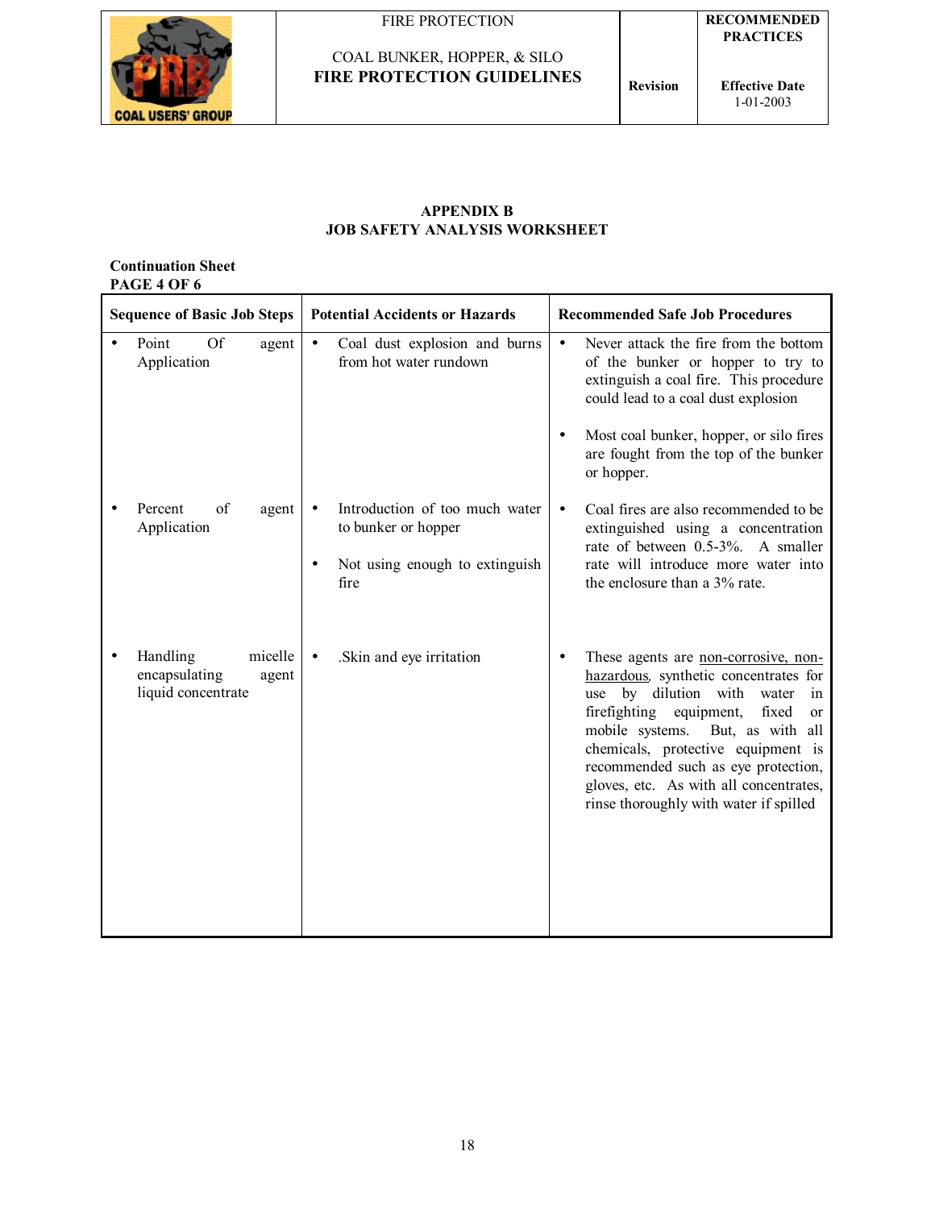## APPENDIX B
## JOB SAFETY ANALYSIS WORKSHEET

**Continuation Sheet**
**PAGE 4 OF 6**

| Sequence of Basic Job Steps | Potential Accidents or Hazards | Recommended Safe Job Procedures |
|---|---|---|
| • Point Of agent Application | • Coal dust explosion and burns from hot water rundown | • Never attack the fire from the bottom of the bunker or hopper to try to extinguish a coal fire. This procedure could lead to a coal dust explosion<br><br>• Most coal bunker, hopper, or silo fires are fought from the top of the bunker or hopper. |
| • Percent of agent Application | • Introduction of too much water to bunker or hopper<br><br>• Not using enough to extinguish fire | • Coal fires are also recommended to be extinguished using a concentration rate of between 0.5-3%. A smaller rate will introduce more water into the enclosure than a 3% rate. |
| • Handling micelle encapsulating agent liquid concentrate | • .Skin and eye irritation | • These agents are <u>non-corrosive, non-hazardous</u>, synthetic concentrates for use by dilution with water in firefighting equipment, fixed or mobile systems. But, as with all chemicals, protective equipment is recommended such as eye protection, gloves, etc. As with all concentrates, rinse thoroughly with water if spilled |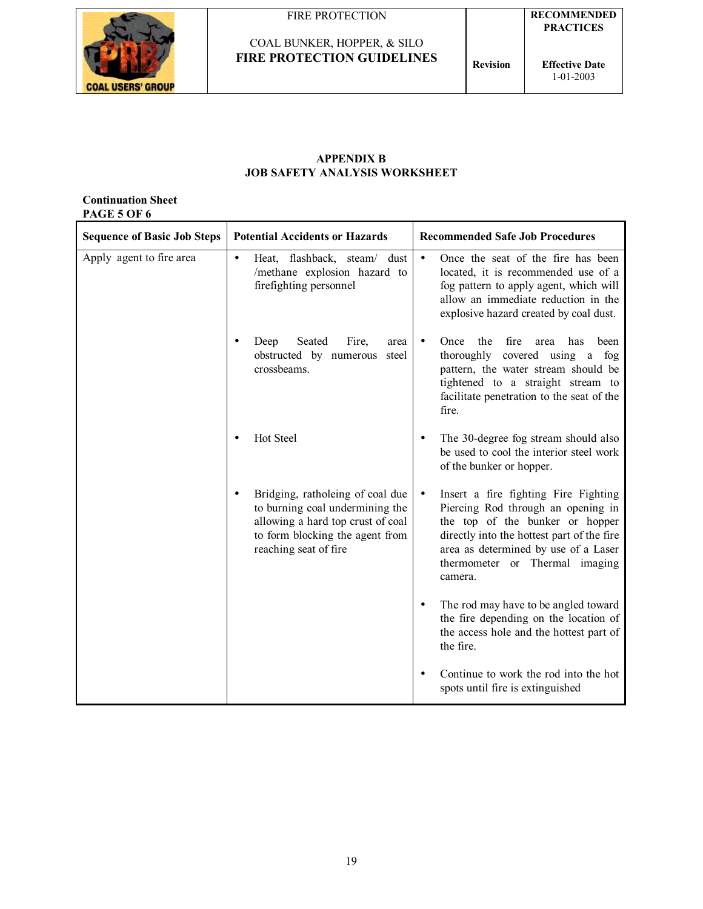## APPENDIX B
## JOB SAFETY ANALYSIS WORKSHEET

**Continuation Sheet**
**PAGE 5 OF 6**

| Sequence of Basic Job Steps | Potential Accidents or Hazards | Recommended Safe Job Procedures |
|---|---|---|
| Apply agent to fire area | • Heat, flashback, steam/ dust /methane explosion hazard to firefighting personnel | • Once the seat of the fire has been located, it is recommended use of a fog pattern to apply agent, which will allow an immediate reduction in the explosive hazard created by coal dust. |
| | • Deep Seated Fire, area obstructed by numerous steel crossbeams. | • Once the fire area has been thoroughly covered using a fog pattern, the water stream should be tightened to a straight stream to facilitate penetration to the seat of the fire. |
| | • Hot Steel | • The 30-degree fog stream should also be used to cool the interior steel work of the bunker or hopper. |
| | • Bridging, ratholeing of coal due to burning coal undermining the allowing a hard top crust of coal to form blocking the agent from reaching seat of fire | • Insert a fire fighting Fire Fighting Piercing Rod through an opening in the top of the bunker or hopper directly into the hottest part of the fire area as determined by use of a Laser thermometer or Thermal imaging camera. <br> • The rod may have to be angled toward the fire depending on the location of the access hole and the hottest part of the fire. <br> • Continue to work the rod into the hot spots until fire is extinguished |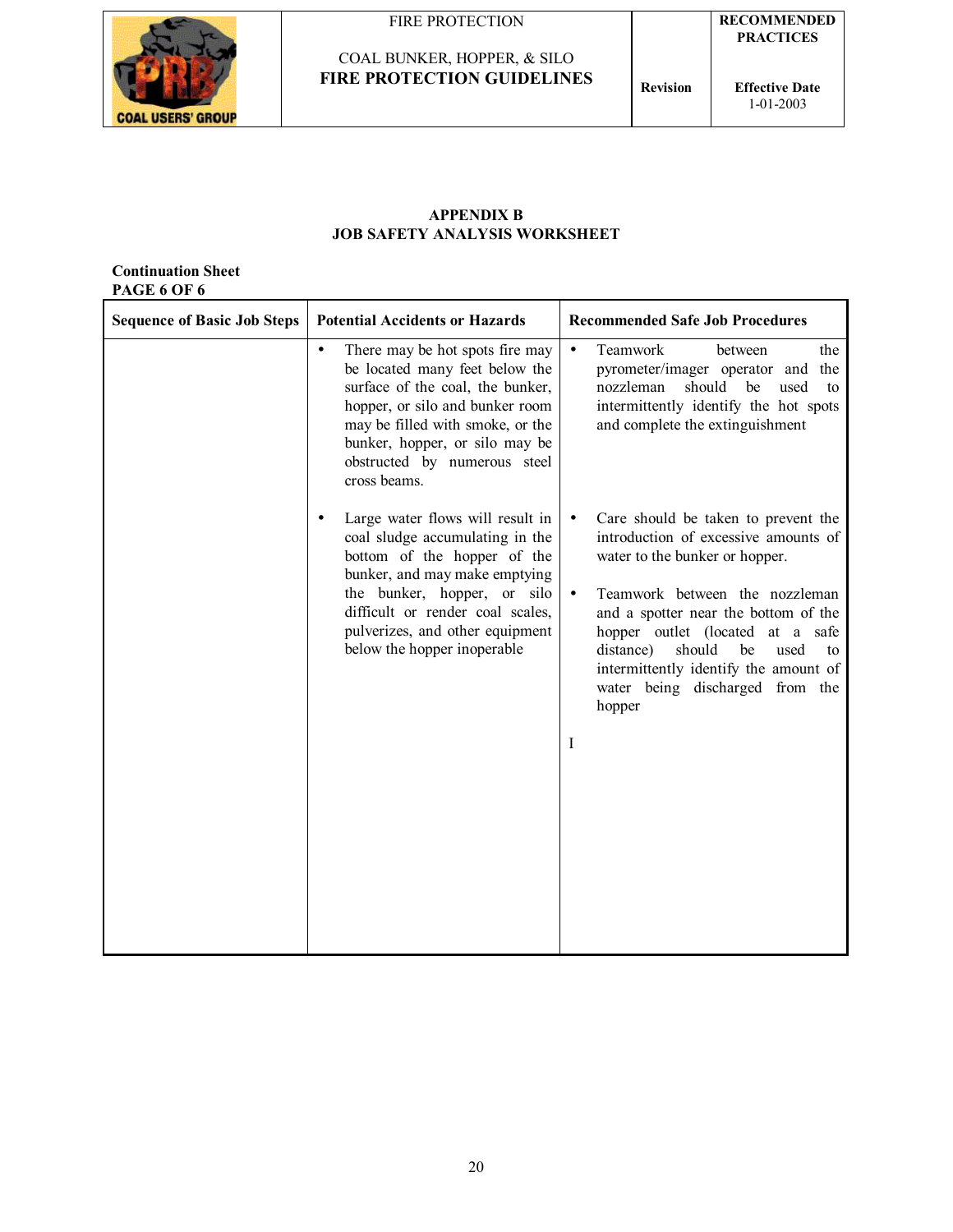## APPENDIX B
## JOB SAFETY ANALYSIS WORKSHEET

**Continuation Sheet**
**PAGE 6 OF 6**

| Sequence of Basic Job Steps | Potential Accidents or Hazards | Recommended Safe Job Procedures |
|---|---|---|
| | • There may be hot spots fire may be located many feet below the surface of the coal, the bunker, hopper, or silo and bunker room may be filled with smoke, or the bunker, hopper, or silo may be obstructed by numerous steel cross beams. | • Teamwork between the pyrometer/imager operator and the nozzleman should be used to intermittently identify the hot spots and complete the extinguishment |
| | • Large water flows will result in coal sludge accumulating in the bottom of the hopper of the bunker, and may make emptying the bunker, hopper, or silo difficult or render coal scales, pulverizes, and other equipment below the hopper inoperable | • Care should be taken to prevent the introduction of excessive amounts of water to the bunker or hopper. <br><br> • Teamwork between the nozzleman and a spotter near the bottom of the hopper outlet (located at a safe distance) should be used to intermittently identify the amount of water being discharged from the hopper <br><br> I |